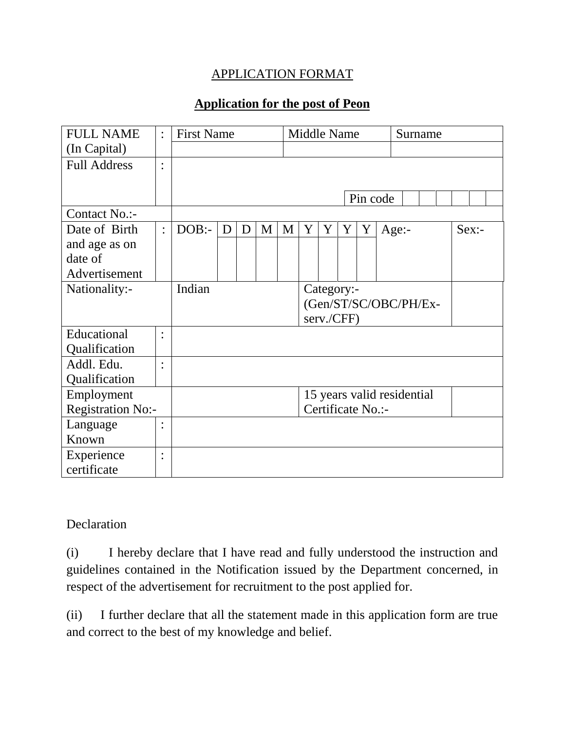APPLICATION FORMAT

## Application for the post of Peon

| FULL NAME (In Capital) | : | First Name | | | | | | Middle Name | | | | | | Surname | | | |
|---|---|---|---|---|---|---|---|---|---|---|---|---|---|---|---|---|---|
| | | | | | | | | | | | | | | | | | |
| Full Address | : | | | | | | | | | | | | | | | | |
| | | | | | | | | | | Pin code | | | | | | | |
| Contact No.:- | | | | | | | | | | | | | | | | | |
| Date of Birth and age as on date of Advertisement | : | DOB:- | D | D | M | M | Y | Y | Y | Y | Age:- | | | Sex:- | | | |
| Nationality:- | | Indian | | | | | Category:- (Gen/ST/SC/OBC/PH/Ex-serv./CFF) | | | | | | | | | | |
| Educational Qualification | : | | | | | | | | | | | | | | | | |
| Addl. Edu. Qualification | : | | | | | | | | | | | | | | | | |
| Employment Registration No:- | | | | | | | 15 years valid residential Certificate No.:- | | | | | | | | | | |
| Language Known | : | | | | | | | | | | | | | | | | |
| Experience certificate | : | | | | | | | | | | | | | | | | |

Declaration

(i) I hereby declare that I have read and fully understood the instruction and guidelines contained in the Notification issued by the Department concerned, in respect of the advertisement for recruitment to the post applied for.

(ii) I further declare that all the statement made in this application form are true and correct to the best of my knowledge and belief.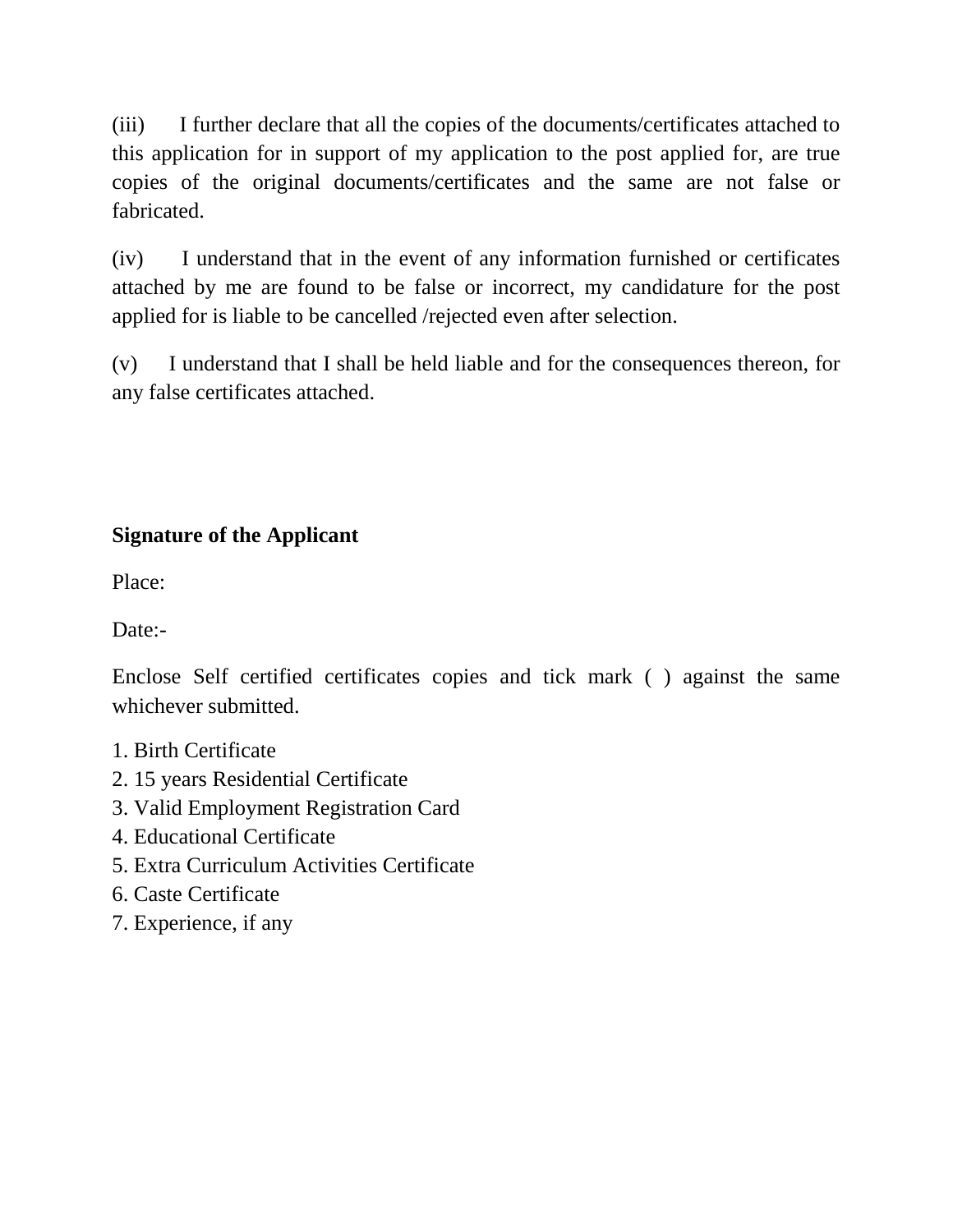(iii) I further declare that all the copies of the documents/certificates attached to this application for in support of my application to the post applied for, are true copies of the original documents/certificates and the same are not false or fabricated.

(iv) I understand that in the event of any information furnished or certificates attached by me are found to be false or incorrect, my candidature for the post applied for is liable to be cancelled /rejected even after selection.

(v) I understand that I shall be held liable and for the consequences thereon, for any false certificates attached.

**Signature of the Applicant**

Place:

Date:-

Enclose Self certified certificates copies and tick mark ( ) against the same whichever submitted.

1. Birth Certificate
2. 15 years Residential Certificate
3. Valid Employment Registration Card
4. Educational Certificate
5. Extra Curriculum Activities Certificate
6. Caste Certificate
7. Experience, if any